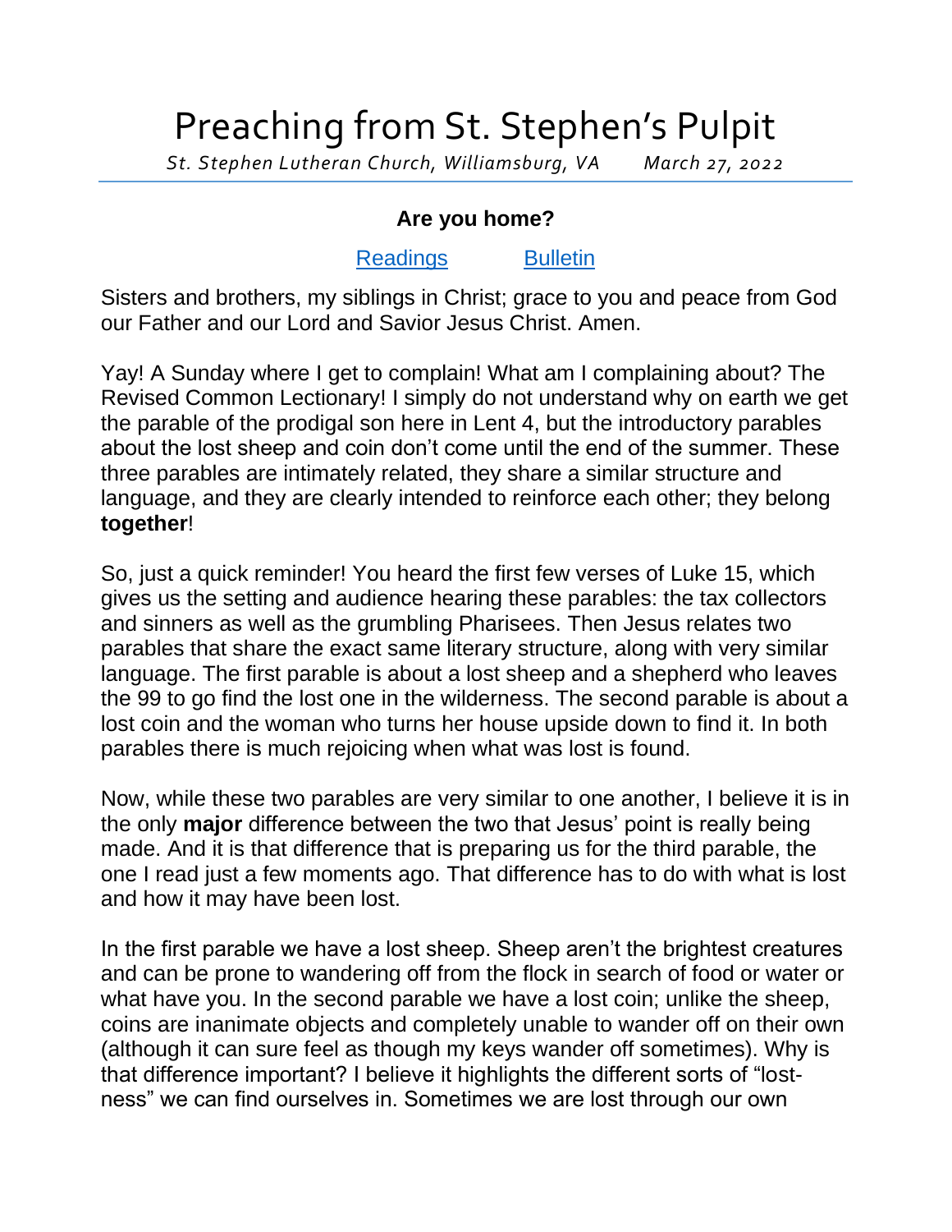# Preaching from St. Stephen's Pulpit

*St. Stephen Lutheran Church, Williamsburg, VA March 27, 2022*

---

## Are you home?

[Readings] [Bulletin]

Sisters and brothers, my siblings in Christ; grace to you and peace from God our Father and our Lord and Savior Jesus Christ. Amen.

Yay! A Sunday where I get to complain! What am I complaining about? The Revised Common Lectionary! I simply do not understand why on earth we get the parable of the prodigal son here in Lent 4, but the introductory parables about the lost sheep and coin don't come until the end of the summer. These three parables are intimately related, they share a similar structure and language, and they are clearly intended to reinforce each other; they belong **together**!

So, just a quick reminder! You heard the first few verses of Luke 15, which gives us the setting and audience hearing these parables: the tax collectors and sinners as well as the grumbling Pharisees. Then Jesus relates two parables that share the exact same literary structure, along with very similar language. The first parable is about a lost sheep and a shepherd who leaves the 99 to go find the lost one in the wilderness. The second parable is about a lost coin and the woman who turns her house upside down to find it. In both parables there is much rejoicing when what was lost is found.

Now, while these two parables are very similar to one another, I believe it is in the only **major** difference between the two that Jesus' point is really being made. And it is that difference that is preparing us for the third parable, the one I read just a few moments ago. That difference has to do with what is lost and how it may have been lost.

In the first parable we have a lost sheep. Sheep aren't the brightest creatures and can be prone to wandering off from the flock in search of food or water or what have you. In the second parable we have a lost coin; unlike the sheep, coins are inanimate objects and completely unable to wander off on their own (although it can sure feel as though my keys wander off sometimes). Why is that difference important? I believe it highlights the different sorts of "lost-ness" we can find ourselves in. Sometimes we are lost through our own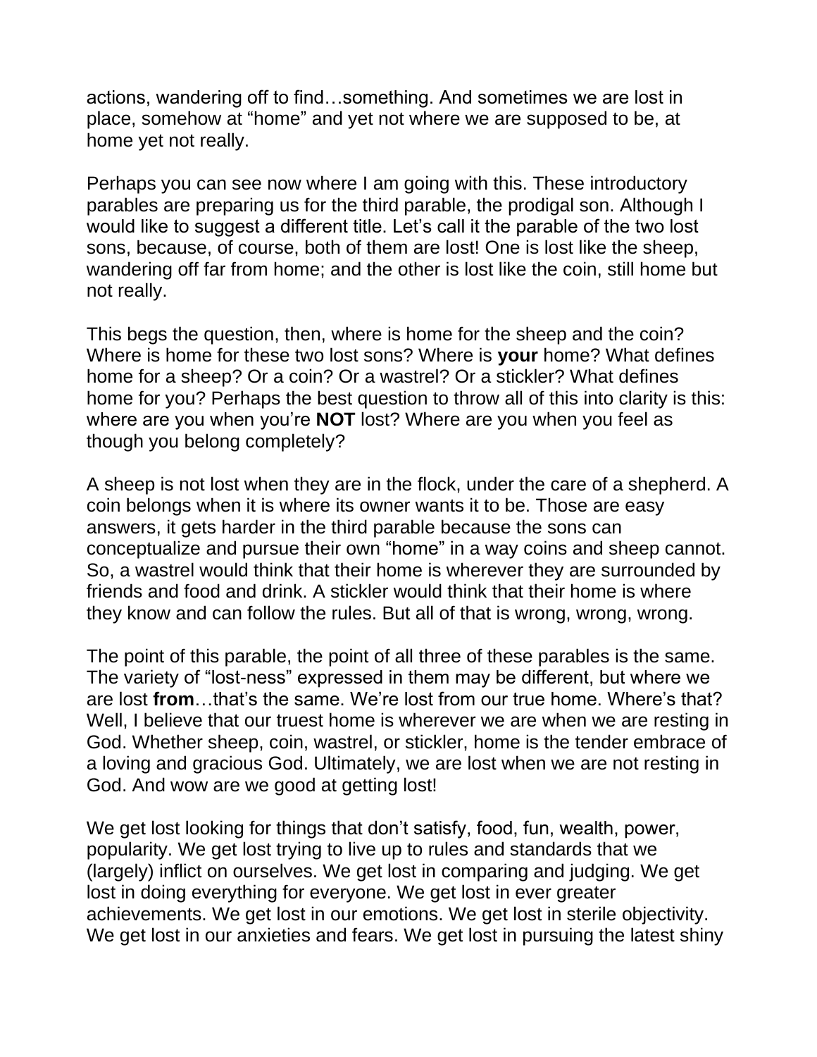actions, wandering off to find…something. And sometimes we are lost in place, somehow at “home” and yet not where we are supposed to be, at home yet not really.

Perhaps you can see now where I am going with this. These introductory parables are preparing us for the third parable, the prodigal son. Although I would like to suggest a different title. Let’s call it the parable of the two lost sons, because, of course, both of them are lost! One is lost like the sheep, wandering off far from home; and the other is lost like the coin, still home but not really.

This begs the question, then, where is home for the sheep and the coin? Where is home for these two lost sons? Where is **your** home? What defines home for a sheep? Or a coin? Or a wastrel? Or a stickler? What defines home for you? Perhaps the best question to throw all of this into clarity is this: where are you when you’re **NOT** lost? Where are you when you feel as though you belong completely?

A sheep is not lost when they are in the flock, under the care of a shepherd. A coin belongs when it is where its owner wants it to be. Those are easy answers, it gets harder in the third parable because the sons can conceptualize and pursue their own “home” in a way coins and sheep cannot. So, a wastrel would think that their home is wherever they are surrounded by friends and food and drink. A stickler would think that their home is where they know and can follow the rules. But all of that is wrong, wrong, wrong.

The point of this parable, the point of all three of these parables is the same. The variety of “lost-ness” expressed in them may be different, but where we are lost **from**…that’s the same. We’re lost from our true home. Where’s that? Well, I believe that our truest home is wherever we are when we are resting in God. Whether sheep, coin, wastrel, or stickler, home is the tender embrace of a loving and gracious God. Ultimately, we are lost when we are not resting in God. And wow are we good at getting lost!

We get lost looking for things that don’t satisfy, food, fun, wealth, power, popularity. We get lost trying to live up to rules and standards that we (largely) inflict on ourselves. We get lost in comparing and judging. We get lost in doing everything for everyone. We get lost in ever greater achievements. We get lost in our emotions. We get lost in sterile objectivity. We get lost in our anxieties and fears. We get lost in pursuing the latest shiny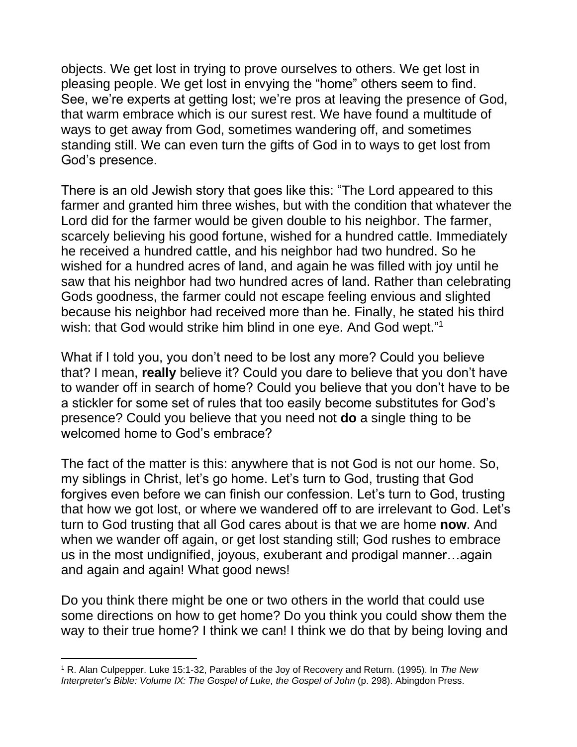objects. We get lost in trying to prove ourselves to others. We get lost in pleasing people. We get lost in envying the "home" others seem to find. See, we're experts at getting lost; we're pros at leaving the presence of God, that warm embrace which is our surest rest. We have found a multitude of ways to get away from God, sometimes wandering off, and sometimes standing still. We can even turn the gifts of God in to ways to get lost from God's presence.

There is an old Jewish story that goes like this: "The Lord appeared to this farmer and granted him three wishes, but with the condition that whatever the Lord did for the farmer would be given double to his neighbor. The farmer, scarcely believing his good fortune, wished for a hundred cattle. Immediately he received a hundred cattle, and his neighbor had two hundred. So he wished for a hundred acres of land, and again he was filled with joy until he saw that his neighbor had two hundred acres of land. Rather than celebrating Gods goodness, the farmer could not escape feeling envious and slighted because his neighbor had received more than he. Finally, he stated his third wish: that God would strike him blind in one eye. And God wept."[1]

What if I told you, you don't need to be lost any more? Could you believe that? I mean, **really** believe it? Could you dare to believe that you don't have to wander off in search of home? Could you believe that you don't have to be a stickler for some set of rules that too easily become substitutes for God's presence? Could you believe that you need not **do** a single thing to be welcomed home to God's embrace?

The fact of the matter is this: anywhere that is not God is not our home. So, my siblings in Christ, let's go home. Let's turn to God, trusting that God forgives even before we can finish our confession. Let's turn to God, trusting that how we got lost, or where we wandered off to are irrelevant to God. Let's turn to God trusting that all God cares about is that we are home **now**. And when we wander off again, or get lost standing still; God rushes to embrace us in the most undignified, joyous, exuberant and prodigal manner…again and again and again! What good news!

Do you think there might be one or two others in the world that could use some directions on how to get home? Do you think you could show them the way to their true home? I think we can! I think we do that by being loving and

---

[1] R. Alan Culpepper. Luke 15:1-32, Parables of the Joy of Recovery and Return. (1995). In *The New Interpreter's Bible: Volume IX: The Gospel of Luke, the Gospel of John* (p. 298). Abingdon Press.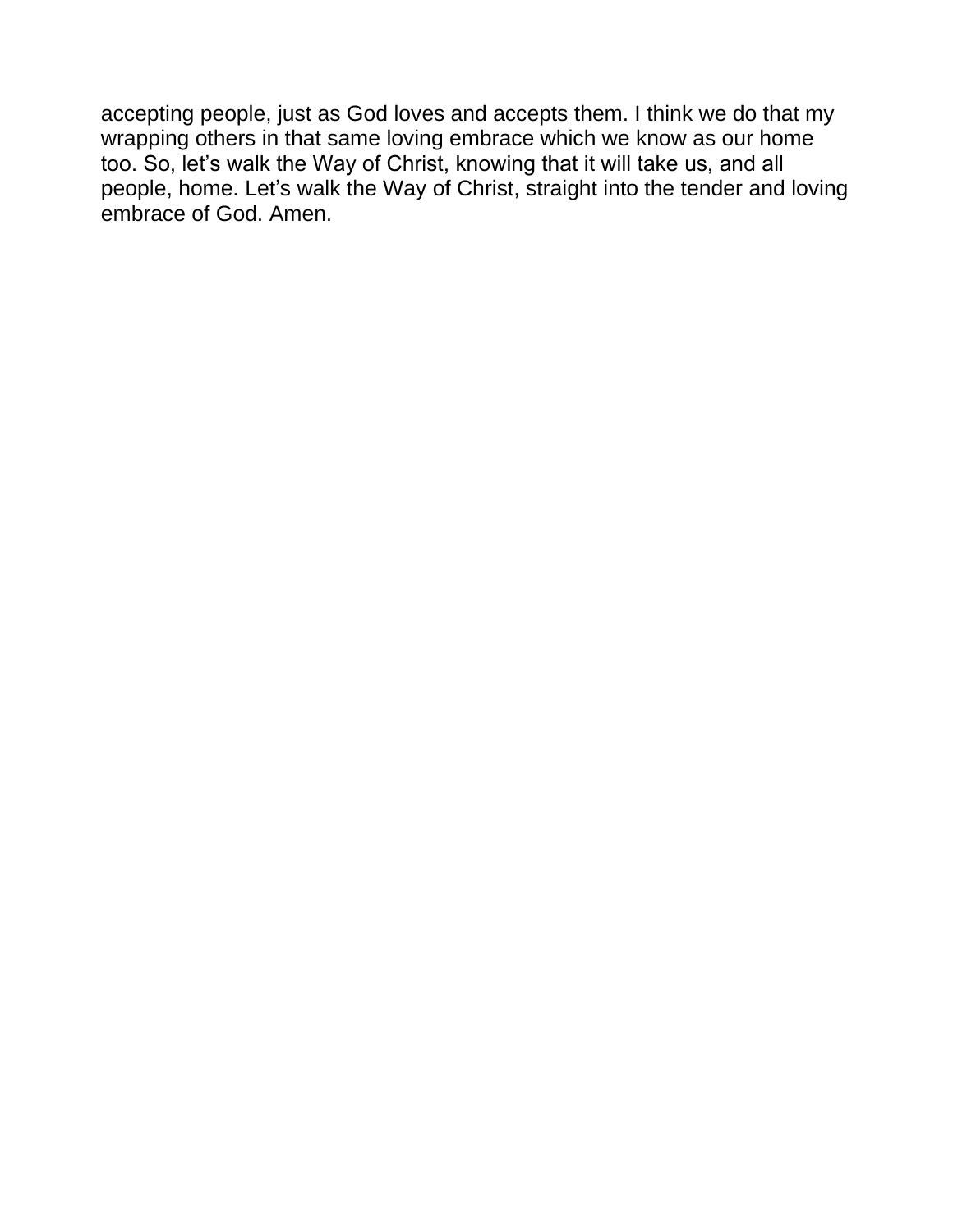accepting people, just as God loves and accepts them. I think we do that my wrapping others in that same loving embrace which we know as our home too. So, let's walk the Way of Christ, knowing that it will take us, and all people, home. Let's walk the Way of Christ, straight into the tender and loving embrace of God. Amen.